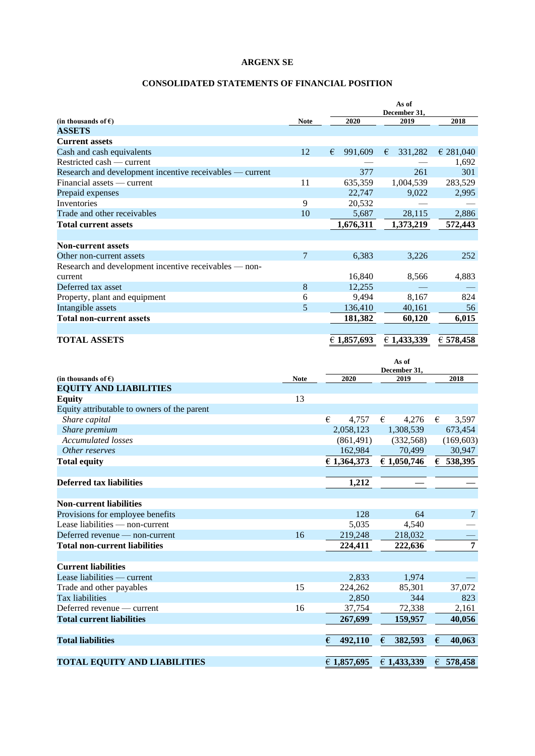# ARGENX SE

## CONSOLIDATED STATEMENTS OF FINANCIAL POSITION

| (in thousands of €) | Note | As of December 31, 2020 | 2019 | 2018 |
|---|---|---|---|---|
| **ASSETS** | | | | |
| **Current assets** | | | | |
| Cash and cash equivalents | 12 | € 991,609 | € 331,282 | € 281,040 |
| Restricted cash — current | | — | — | 1,692 |
| Research and development incentive receivables — current | | 377 | 261 | 301 |
| Financial assets — current | 11 | 635,359 | 1,004,539 | 283,529 |
| Prepaid expenses | | 22,747 | 9,022 | 2,995 |
| Inventories | 9 | 20,532 | — | — |
| Trade and other receivables | 10 | 5,687 | 28,115 | 2,886 |
| **Total current assets** | | **1,676,311** | **1,373,219** | **572,443** |
| | | | | |
| **Non-current assets** | | | | |
| Other non-current assets | 7 | 6,383 | 3,226 | 252 |
| Research and development incentive receivables — non-current | | 16,840 | 8,566 | 4,883 |
| Deferred tax asset | 8 | 12,255 | — | — |
| Property, plant and equipment | 6 | 9,494 | 8,167 | 824 |
| Intangible assets | 5 | 136,410 | 40,161 | 56 |
| **Total non-current assets** | | **181,382** | **60,120** | **6,015** |
| | | | | |
| **TOTAL ASSETS** | | **€ 1,857,693** | **€ 1,433,339** | **€ 578,458** |

| (in thousands of €) | Note | As of December 31, 2020 | 2019 | 2018 |
|---|---|---|---|---|
| **EQUITY AND LIABILITIES** | | | | |
| **Equity** | 13 | | | |
| Equity attributable to owners of the parent | | | | |
| *Share capital* | | € 4,757 | € 4,276 | € 3,597 |
| *Share premium* | | 2,058,123 | 1,308,539 | 673,454 |
| *Accumulated losses* | | (861,491) | (332,568) | (169,603) |
| *Other reserves* | | 162,984 | 70,499 | 30,947 |
| **Total equity** | | **€ 1,364,373** | **€ 1,050,746** | **€ 538,395** |
| | | | | |
| **Deferred tax liabilities** | | **1,212** | **—** | **—** |
| | | | | |
| **Non-current liabilities** | | | | |
| Provisions for employee benefits | | 128 | 64 | 7 |
| Lease liabilities — non-current | | 5,035 | 4,540 | — |
| Deferred revenue — non-current | 16 | 219,248 | 218,032 | — |
| **Total non-current liabilities** | | **224,411** | **222,636** | **7** |
| | | | | |
| **Current liabilities** | | | | |
| Lease liabilities — current | | 2,833 | 1,974 | — |
| Trade and other payables | 15 | 224,262 | 85,301 | 37,072 |
| Tax liabilities | | 2,850 | 344 | 823 |
| Deferred revenue — current | 16 | 37,754 | 72,338 | 2,161 |
| **Total current liabilities** | | **267,699** | **159,957** | **40,056** |
| | | | | |
| **Total liabilities** | | **€ 492,110** | **€ 382,593** | **€ 40,063** |
| | | | | |
| **TOTAL EQUITY AND LIABILITIES** | | **€ 1,857,695** | **€ 1,433,339** | **€ 578,458** |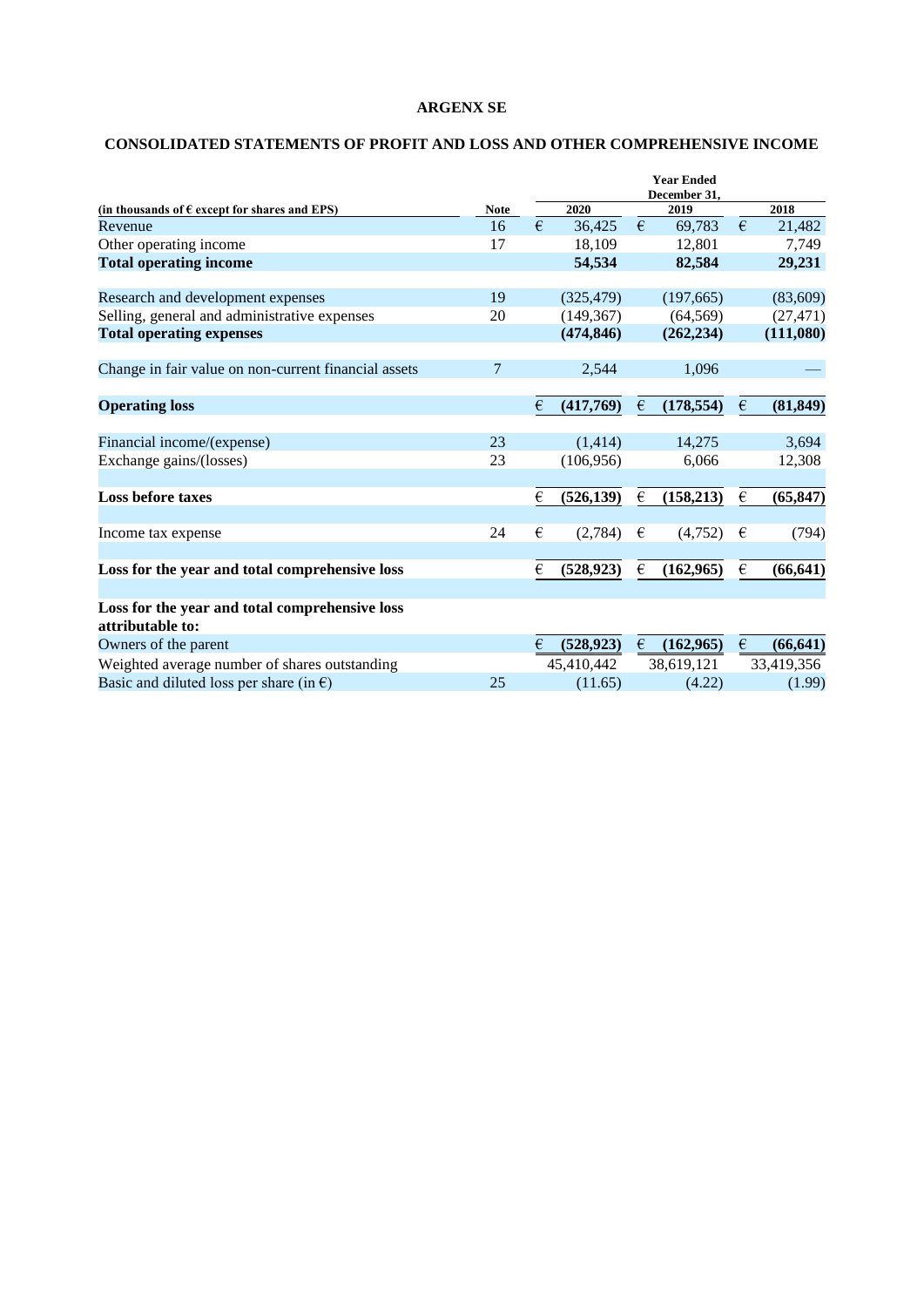**ARGENX SE**

**CONSOLIDATED STATEMENTS OF PROFIT AND LOSS AND OTHER COMPREHENSIVE INCOME**

| (in thousands of € except for shares and EPS) | Note | Year Ended December 31, 2020 | 2019 | 2018 |
|---|---|---|---|---|
| Revenue | 16 | € 36,425 | € 69,783 | € 21,482 |
| Other operating income | 17 | 18,109 | 12,801 | 7,749 |
| **Total operating income** | | **54,534** | **82,584** | **29,231** |
| | | | | |
| Research and development expenses | 19 | (325,479) | (197,665) | (83,609) |
| Selling, general and administrative expenses | 20 | (149,367) | (64,569) | (27,471) |
| **Total operating expenses** | | **(474,846)** | **(262,234)** | **(111,080)** |
| | | | | |
| Change in fair value on non-current financial assets | 7 | 2,544 | 1,096 | — |
| | | | | |
| **Operating loss** | | **€ (417,769)** | **€ (178,554)** | **€ (81,849)** |
| | | | | |
| Financial income/(expense) | 23 | (1,414) | 14,275 | 3,694 |
| Exchange gains/(losses) | 23 | (106,956) | 6,066 | 12,308 |
| | | | | |
| **Loss before taxes** | | **€ (526,139)** | **€ (158,213)** | **€ (65,847)** |
| | | | | |
| Income tax expense | 24 | € (2,784) | € (4,752) | € (794) |
| | | | | |
| **Loss for the year and total comprehensive loss** | | **€ (528,923)** | **€ (162,965)** | **€ (66,641)** |
| | | | | |
| **Loss for the year and total comprehensive loss attributable to:** | | | | |
| Owners of the parent | | **€ (528,923)** | **€ (162,965)** | **€ (66,641)** |
| Weighted average number of shares outstanding | | 45,410,442 | 38,619,121 | 33,419,356 |
| Basic and diluted loss per share (in €) | 25 | (11.65) | (4.22) | (1.99) |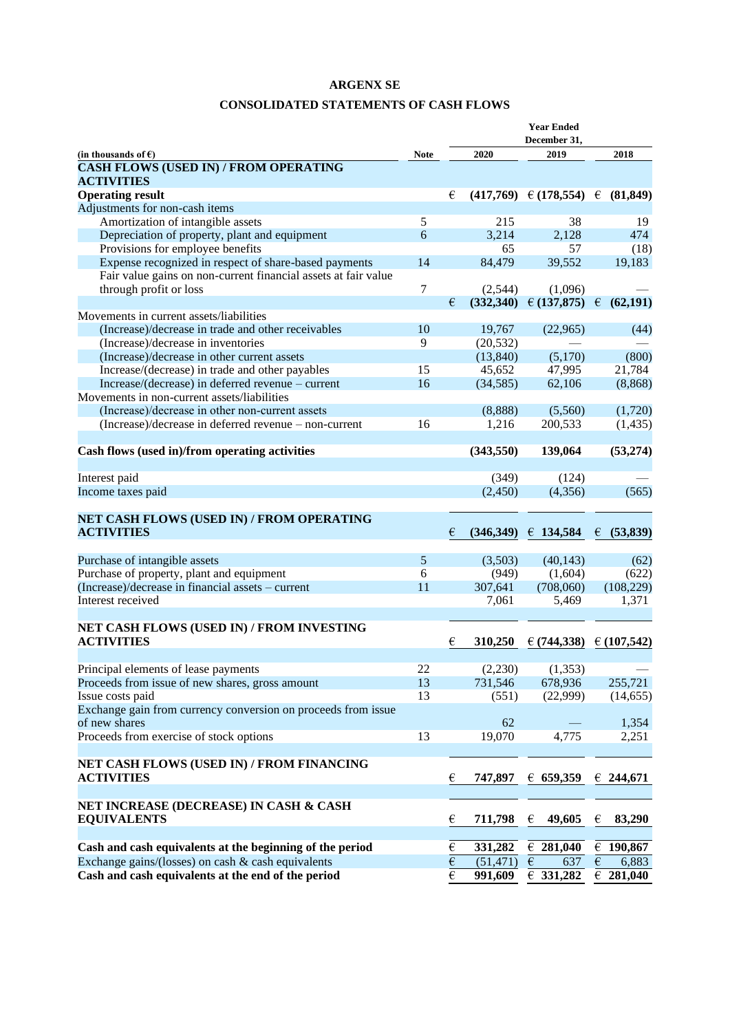# ARGENX SE

## CONSOLIDATED STATEMENTS OF CASH FLOWS

| (in thousands of €) | Note | 2020 | 2019 | 2018 |
|---|---|---|---|---|
| | | Year Ended December 31, | | |
| **CASH FLOWS (USED IN) / FROM OPERATING ACTIVITIES** | | | | |
| **Operating result** | | € **(417,769)** | € **(178,554)** | € **(81,849)** |
| Adjustments for non-cash items | | | | |
| Amortization of intangible assets | 5 | 215 | 38 | 19 |
| Depreciation of property, plant and equipment | 6 | 3,214 | 2,128 | 474 |
| Provisions for employee benefits | | 65 | 57 | (18) |
| Expense recognized in respect of share-based payments | 14 | 84,479 | 39,552 | 19,183 |
| Fair value gains on non-current financial assets at fair value through profit or loss | 7 | (2,544) | (1,096) | — |
| | | € **(332,340)** | € **(137,875)** | € **(62,191)** |
| Movements in current assets/liabilities | | | | |
| (Increase)/decrease in trade and other receivables | 10 | 19,767 | (22,965) | (44) |
| (Increase)/decrease in inventories | 9 | (20,532) | — | — |
| (Increase)/decrease in other current assets | | (13,840) | (5,170) | (800) |
| Increase/(decrease) in trade and other payables | 15 | 45,652 | 47,995 | 21,784 |
| Increase/(decrease) in deferred revenue – current | 16 | (34,585) | 62,106 | (8,868) |
| Movements in non-current assets/liabilities | | | | |
| (Increase)/decrease in other non-current assets | | (8,888) | (5,560) | (1,720) |
| (Increase)/decrease in deferred revenue – non-current | 16 | 1,216 | 200,533 | (1,435) |
| **Cash flows (used in)/from operating activities** | | **(343,550)** | **139,064** | **(53,274)** |
| Interest paid | | (349) | (124) | — |
| Income taxes paid | | (2,450) | (4,356) | (565) |
| **NET CASH FLOWS (USED IN) / FROM OPERATING ACTIVITIES** | | € **(346,349)** | € **134,584** | € **(53,839)** |
| Purchase of intangible assets | 5 | (3,503) | (40,143) | (62) |
| Purchase of property, plant and equipment | 6 | (949) | (1,604) | (622) |
| (Increase)/decrease in financial assets – current | 11 | 307,641 | (708,060) | (108,229) |
| Interest received | | 7,061 | 5,469 | 1,371 |
| **NET CASH FLOWS (USED IN) / FROM INVESTING ACTIVITIES** | | € **310,250** | € **(744,338)** | € **(107,542)** |
| Principal elements of lease payments | 22 | (2,230) | (1,353) | — |
| Proceeds from issue of new shares, gross amount | 13 | 731,546 | 678,936 | 255,721 |
| Issue costs paid | 13 | (551) | (22,999) | (14,655) |
| Exchange gain from currency conversion on proceeds from issue of new shares | | 62 | — | 1,354 |
| Proceeds from exercise of stock options | 13 | 19,070 | 4,775 | 2,251 |
| **NET CASH FLOWS (USED IN) / FROM FINANCING ACTIVITIES** | | € **747,897** | € **659,359** | € **244,671** |
| **NET INCREASE (DECREASE) IN CASH & CASH EQUIVALENTS** | | € **711,798** | € **49,605** | € **83,290** |
| **Cash and cash equivalents at the beginning of the period** | | € **331,282** | € **281,040** | € **190,867** |
| Exchange gains/(losses) on cash & cash equivalents | | € (51,471) | € 637 | € 6,883 |
| **Cash and cash equivalents at the end of the period** | | € **991,609** | € **331,282** | € **281,040** |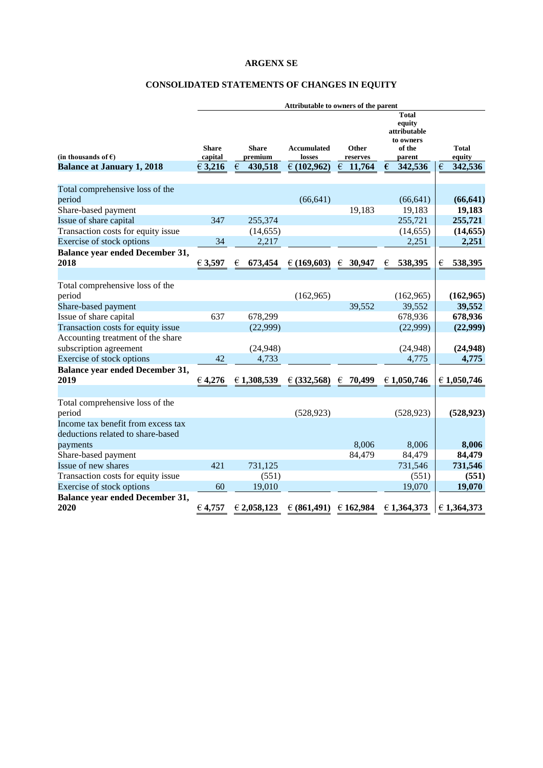**ARGENX SE**

**CONSOLIDATED STATEMENTS OF CHANGES IN EQUITY**

| | Attributable to owners of the parent | | | | | |
|---|---|---|---|---|---|---|
| **(in thousands of €)** | **Share capital** | **Share premium** | **Accumulated losses** | **Other reserves** | **Total equity attributable to owners of the parent** | **Total equity** |
| **Balance at January 1, 2018** | **€ 3,216** | **€ 430,518** | **€ (102,962)** | **€ 11,764** | **€ 342,536** | **€ 342,536** |
| Total comprehensive loss of the period | | | (66,641) | | (66,641) | **(66,641)** |
| Share-based payment | | | | 19,183 | 19,183 | **19,183** |
| Issue of share capital | 347 | 255,374 | | | 255,721 | **255,721** |
| Transaction costs for equity issue | | (14,655) | | | (14,655) | **(14,655)** |
| Exercise of stock options | 34 | 2,217 | | | 2,251 | **2,251** |
| **Balance year ended December 31, 2018** | **€ 3,597** | **€ 673,454** | **€ (169,603)** | **€ 30,947** | **€ 538,395** | **€ 538,395** |
| Total comprehensive loss of the period | | | (162,965) | | (162,965) | **(162,965)** |
| Share-based payment | | | | 39,552 | 39,552 | **39,552** |
| Issue of share capital | 637 | 678,299 | | | 678,936 | **678,936** |
| Transaction costs for equity issue | | (22,999) | | | (22,999) | **(22,999)** |
| Accounting treatment of the share subscription agreement | | (24,948) | | | (24,948) | **(24,948)** |
| Exercise of stock options | 42 | 4,733 | | | 4,775 | **4,775** |
| **Balance year ended December 31, 2019** | **€ 4,276** | **€ 1,308,539** | **€ (332,568)** | **€ 70,499** | **€ 1,050,746** | **€ 1,050,746** |
| Total comprehensive loss of the period | | | (528,923) | | (528,923) | **(528,923)** |
| Income tax benefit from excess tax deductions related to share-based payments | | | | 8,006 | 8,006 | **8,006** |
| Share-based payment | | | | 84,479 | 84,479 | **84,479** |
| Issue of new shares | 421 | 731,125 | | | 731,546 | **731,546** |
| Transaction costs for equity issue | | (551) | | | (551) | **(551)** |
| Exercise of stock options | 60 | 19,010 | | | 19,070 | **19,070** |
| **Balance year ended December 31, 2020** | **€ 4,757** | **€ 2,058,123** | **€ (861,491)** | **€ 162,984** | **€ 1,364,373** | **€ 1,364,373** |